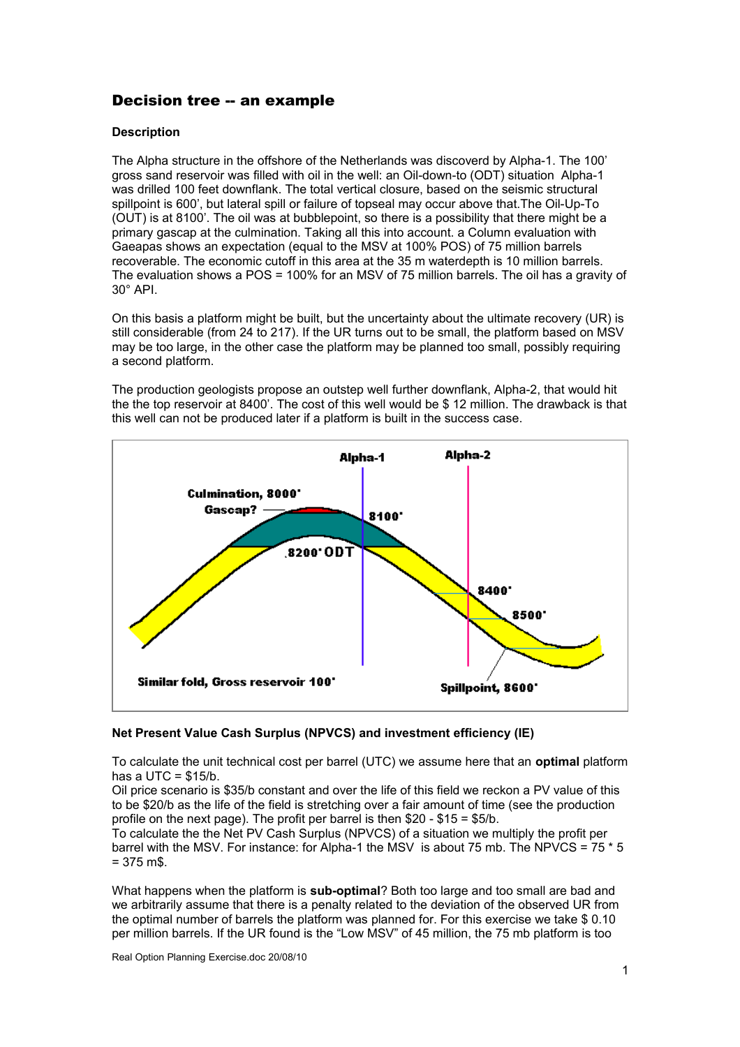## Decision tree -- an example

**Description**

The Alpha structure in the offshore of the Netherlands was discoverd by Alpha-1. The 100' gross sand reservoir was filled with oil in the well: an Oil-down-to (ODT) situation Alpha-1 was drilled 100 feet downflank. The total vertical closure, based on the seismic structural spillpoint is 600', but lateral spill or failure of topseal may occur above that.The Oil-Up-To (OUT) is at 8100'. The oil was at bubblepoint, so there is a possibility that there might be a primary gascap at the culmination. Taking all this into account. a Column evaluation with Gaeapas shows an expectation (equal to the MSV at 100% POS) of 75 million barrels recoverable. The economic cutoff in this area at the 35 m waterdepth is 10 million barrels. The evaluation shows a POS = 100% for an MSV of 75 million barrels. The oil has a gravity of 30° API.

On this basis a platform might be built, but the uncertainty about the ultimate recovery (UR) is still considerable (from 24 to 217). If the UR turns out to be small, the platform based on MSV may be too large, in the other case the platform may be planned too small, possibly requiring a second platform.

The production geologists propose an outstep well further downflank, Alpha-2, that would hit the the top reservoir at 8400'. The cost of this well would be $ 12 million. The drawback is that this well can not be produced later if a platform is built in the success case.

**Net Present Value Cash Surplus (NPVCS) and investment efficiency (IE)**

To calculate the unit technical cost per barrel (UTC) we assume here that an **optimal** platform has a UTC = $15/b.
Oil price scenario is $35/b constant and over the life of this field we reckon a PV value of this to be $20/b as the life of the field is stretching over a fair amount of time (see the production profile on the next page). The profit per barrel is then $20 - $15 = $5/b.
To calculate the the Net PV Cash Surplus (NPVCS) of a situation we multiply the profit per barrel with the MSV. For instance: for Alpha-1 the MSV is about 75 mb. The NPVCS = 75 * 5 = 375 m$.

What happens when the platform is **sub-optimal**? Both too large and too small are bad and we arbitrarily assume that there is a penalty related to the deviation of the observed UR from the optimal number of barrels the platform was planned for. For this exercise we take $ 0.10 per million barrels. If the UR found is the "Low MSV" of 45 million, the 75 mb platform is too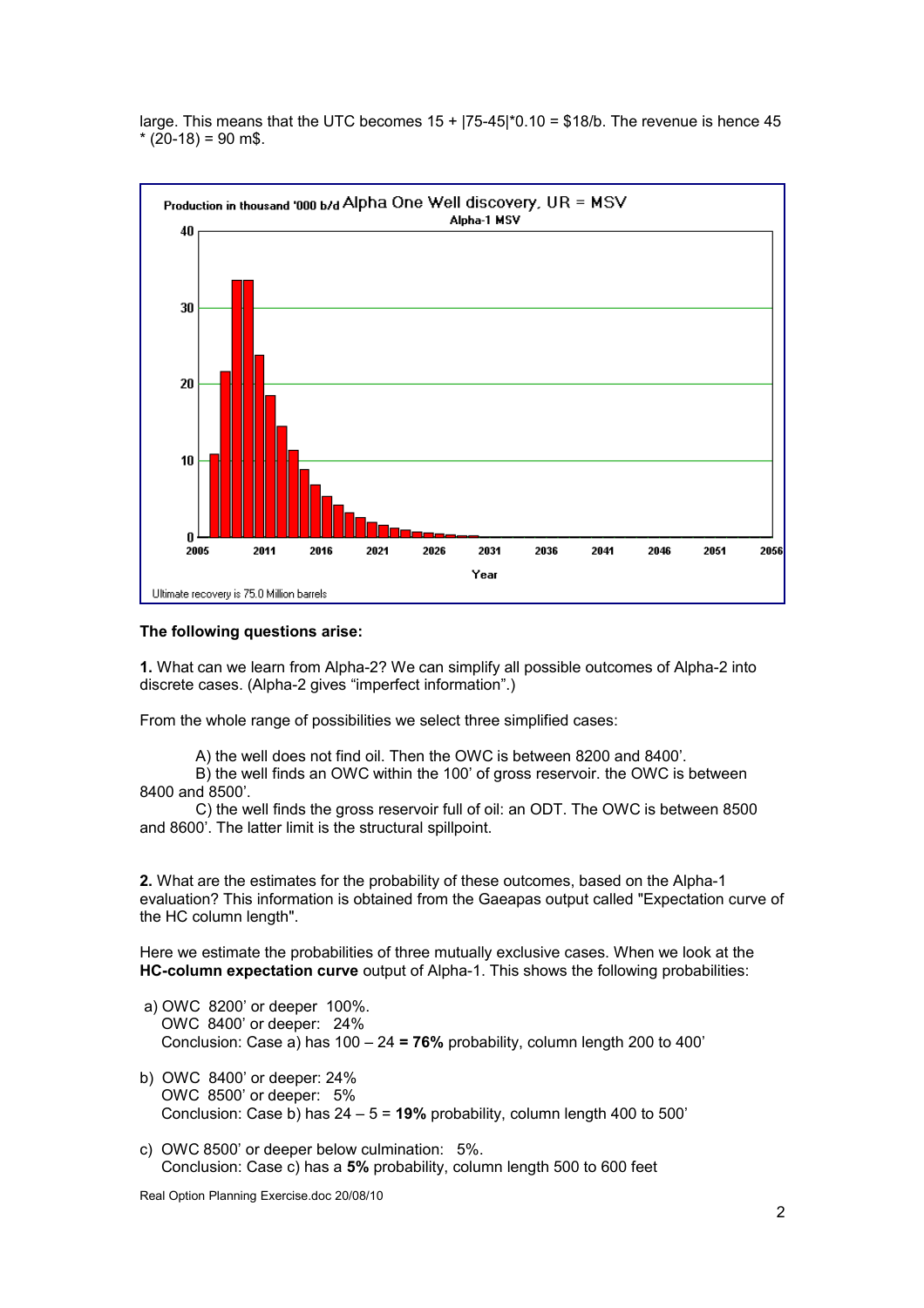large. This means that the UTC becomes 15 + |75-45|*0.10 = \$18/b. The revenue is hence 45 * (20-18) = 90 m\$.

**The following questions arise:**

**1.** What can we learn from Alpha-2? We can simplify all possible outcomes of Alpha-2 into discrete cases. (Alpha-2 gives "imperfect information".)

From the whole range of possibilities we select three simplified cases:

A) the well does not find oil. Then the OWC is between 8200 and 8400'.

B) the well finds an OWC within the 100' of gross reservoir. the OWC is between 8400 and 8500'.

C) the well finds the gross reservoir full of oil: an ODT. The OWC is between 8500 and 8600'. The latter limit is the structural spillpoint.

**2.** What are the estimates for the probability of these outcomes, based on the Alpha-1 evaluation? This information is obtained from the Gaeapas output called "Expectation curve of the HC column length".

Here we estimate the probabilities of three mutually exclusive cases. When we look at the **HC-column expectation curve** output of Alpha-1. This shows the following probabilities:

a) OWC 8200' or deeper 100%.
   OWC 8400' or deeper: 24%
   Conclusion: Case a) has 100 – 24 **= 76%** probability, column length 200 to 400'

b) OWC 8400' or deeper: 24%
   OWC 8500' or deeper: 5%
   Conclusion: Case b) has 24 – 5 = **19%** probability, column length 400 to 500'

c) OWC 8500' or deeper below culmination: 5%.
   Conclusion: Case c) has a **5%** probability, column length 500 to 600 feet

Real Option Planning Exercise.doc 20/08/10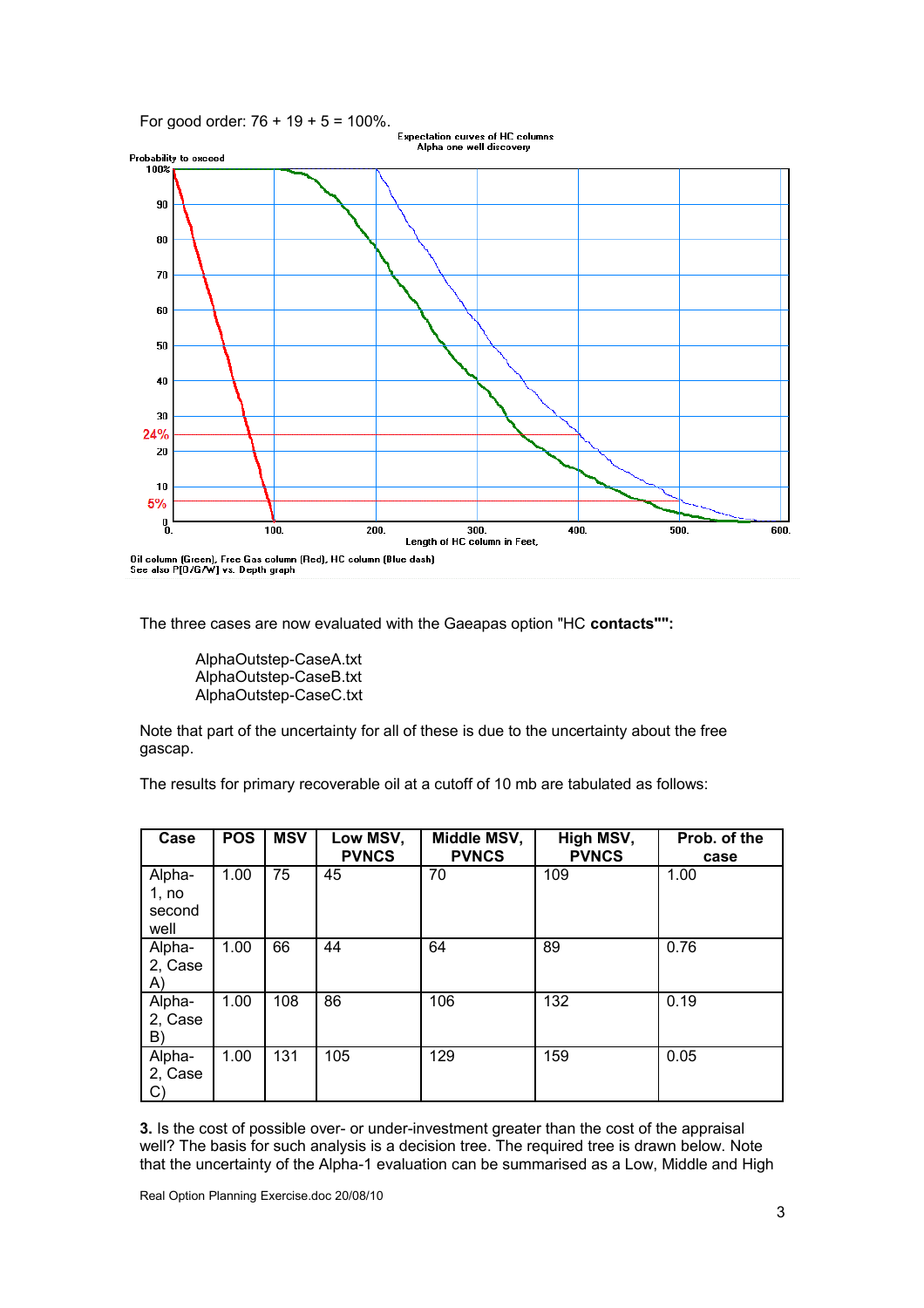For good order: 76 + 19 + 5 = 100%.

The three cases are now evaluated with the Gaeapas option "HC **contacts**"":

AlphaOutstep-CaseA.txt
AlphaOutstep-CaseB.txt
AlphaOutstep-CaseC.txt

Note that part of the uncertainty for all of these is due to the uncertainty about the free gascap.

The results for primary recoverable oil at a cutoff of 10 mb are tabulated as follows:

| Case | POS | MSV | Low MSV, PVNCS | Middle MSV, PVNCS | High MSV, PVNCS | Prob. of the case |
|---|---|---|---|---|---|---|
| Alpha-1, no second well | 1.00 | 75 | 45 | 70 | 109 | 1.00 |
| Alpha-2, Case A) | 1.00 | 66 | 44 | 64 | 89 | 0.76 |
| Alpha-2, Case B) | 1.00 | 108 | 86 | 106 | 132 | 0.19 |
| Alpha-2, Case C) | 1.00 | 131 | 105 | 129 | 159 | 0.05 |

**3.** Is the cost of possible over- or under-investment greater than the cost of the appraisal well? The basis for such analysis is a decision tree. The required tree is drawn below. Note that the uncertainty of the Alpha-1 evaluation can be summarised as a Low, Middle and High

Real Option Planning Exercise.doc 20/08/10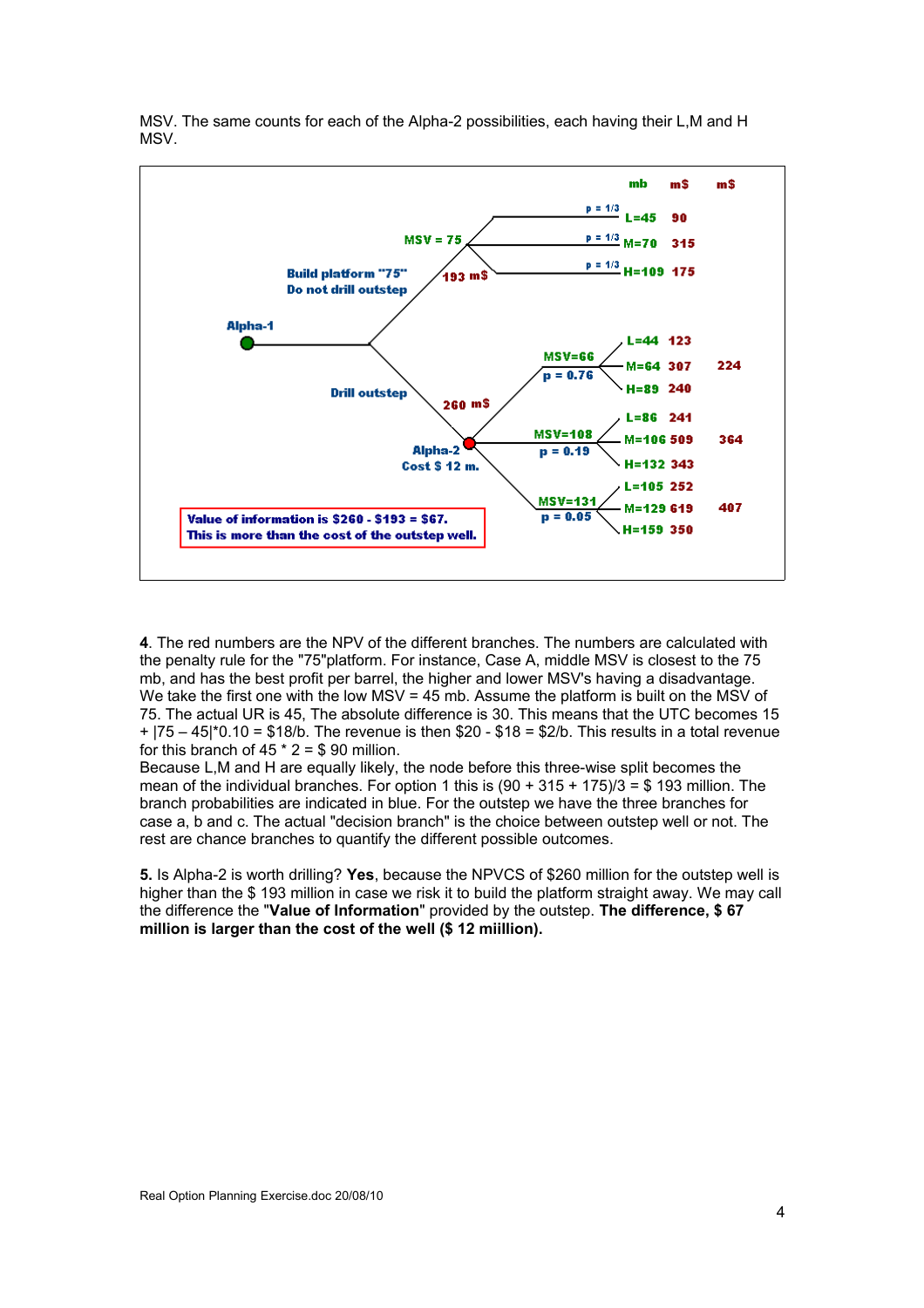MSV. The same counts for each of the Alpha-2 possibilities, each having their L,M and H MSV.

mb m$ m$

p = 1/3 L=45 90

MSV = 75

p = 1/3 M=70 315

p = 1/3 H=109 175

Build platform "75"
Do not drill outstep

193 m$

Alpha-1

L=44 123

MSV=66
p = 0.76

M=64 307 224

H=89 240

Drill outstep

260 m$

L=86 241

MSV=108
p = 0.19

M=106 509 364

Alpha-2
Cost $ 12 m.

H=132 343

L=105 252

MSV=131
p = 0.05

M=129 619 407

H=159 350

Value of information is $260 - $193 = $67.
This is more than the cost of the outstep well.

**4**. The red numbers are the NPV of the different branches. The numbers are calculated with the penalty rule for the "75"platform. For instance, Case A, middle MSV is closest to the 75 mb, and has the best profit per barrel, the higher and lower MSV's having a disadvantage. We take the first one with the low MSV = 45 mb. Assume the platform is built on the MSV of 75. The actual UR is 45, The absolute difference is 30. This means that the UTC becomes 15 + |75 – 45|*0.10 = $18/b. The revenue is then $20 - $18 = $2/b. This results in a total revenue for this branch of 45 * 2 = $ 90 million.
Because L,M and H are equally likely, the node before this three-wise split becomes the mean of the individual branches. For option 1 this is (90 + 315 + 175)/3 = $ 193 million. The branch probabilities are indicated in blue. For the outstep we have the three branches for case a, b and c. The actual "decision branch" is the choice between outstep well or not. The rest are chance branches to quantify the different possible outcomes.

**5.** Is Alpha-2 is worth drilling? **Yes**, because the NPVCS of $260 million for the outstep well is higher than the $ 193 million in case we risk it to build the platform straight away. We may call the difference the "**Value of Information**" provided by the outstep. **The difference, $ 67 million is larger than the cost of the well ($ 12 miillion).**